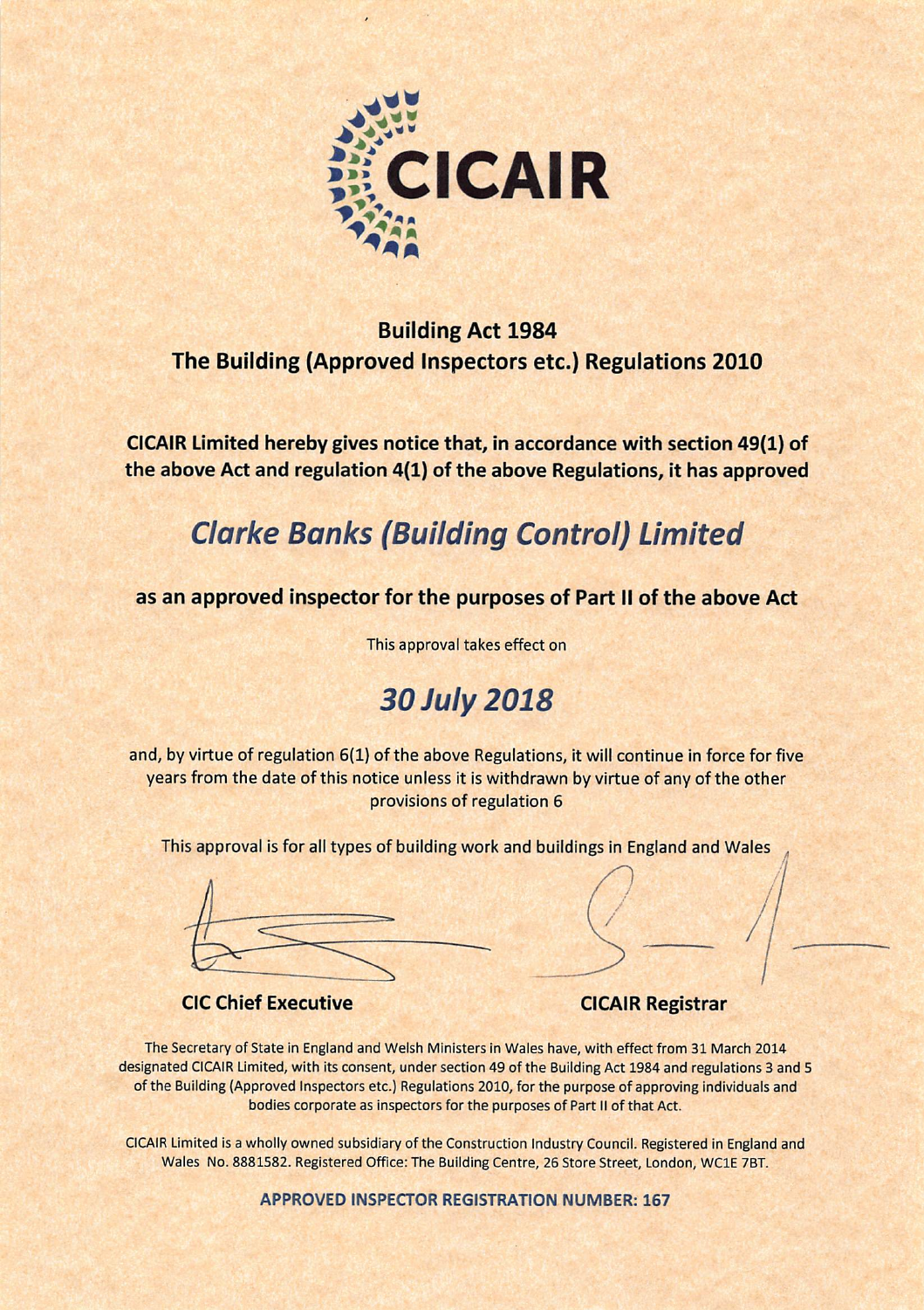# CICAIR

## Building Act 1984
## The Building (Approved Inspectors etc.) Regulations 2010

**CICAIR Limited hereby gives notice that, in accordance with section 49(1) of the above Act and regulation 4(1) of the above Regulations, it has approved**

## *Clarke Banks (Building Control) Limited*

**as an approved inspector for the purposes of Part II of the above Act**

This approval takes effect on

## *30 July 2018*

and, by virtue of regulation 6(1) of the above Regulations, it will continue in force for five years from the date of this notice unless it is withdrawn by virtue of any of the other provisions of regulation 6

This approval is for all types of building work and buildings in England and Wales

**CIC Chief Executive**

**CICAIR Registrar**

The Secretary of State in England and Welsh Ministers in Wales have, with effect from 31 March 2014 designated CICAIR Limited, with its consent, under section 49 of the Building Act 1984 and regulations 3 and 5 of the Building (Approved Inspectors etc.) Regulations 2010, for the purpose of approving individuals and bodies corporate as inspectors for the purposes of Part II of that Act.

CICAIR Limited is a wholly owned subsidiary of the Construction Industry Council. Registered in England and Wales No. 8881582. Registered Office: The Building Centre, 26 Store Street, London, WC1E 7BT.

**APPROVED INSPECTOR REGISTRATION NUMBER: 167**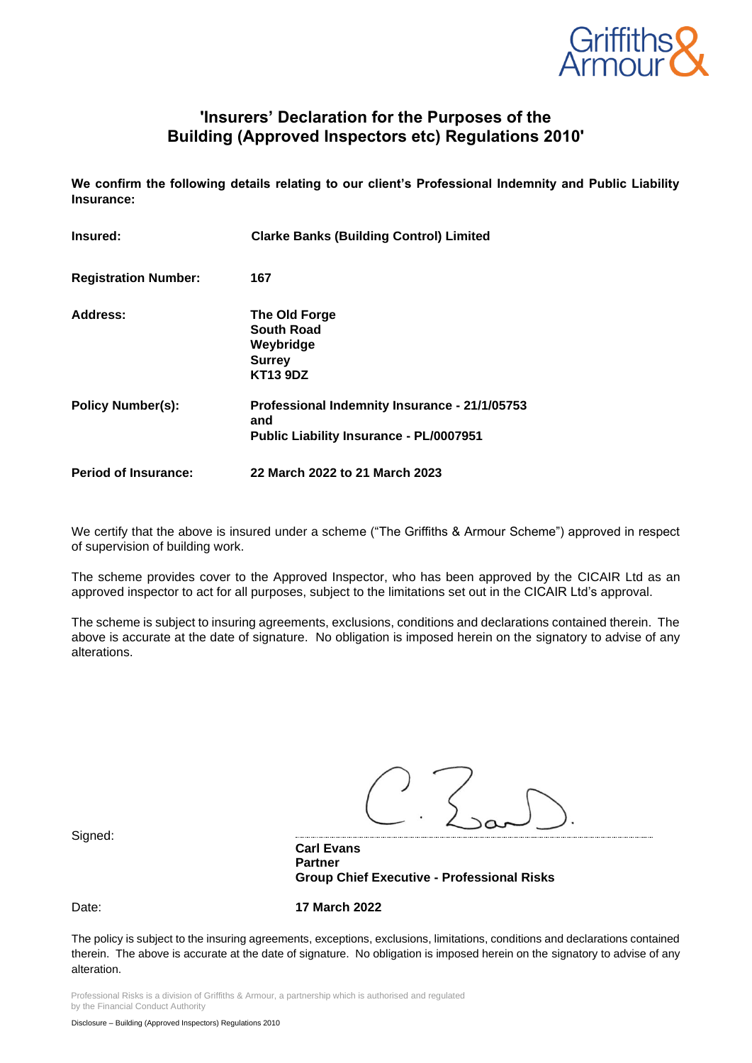Griffiths & Armour

# 'Insurers' Declaration for the Purposes of the Building (Approved Inspectors etc) Regulations 2010'

**We confirm the following details relating to our client's Professional Indemnity and Public Liability Insurance:**

| | |
|---|---|
| **Insured:** | **Clarke Banks (Building Control) Limited** |
| **Registration Number:** | **167** |
| **Address:** | **The Old Forge**<br>**South Road**<br>**Weybridge**<br>**Surrey**<br>**KT13 9DZ** |
| **Policy Number(s):** | **Professional Indemnity Insurance - 21/1/05753**<br>**and**<br>**Public Liability Insurance - PL/0007951** |
| **Period of Insurance:** | **22 March 2022 to 21 March 2023** |

We certify that the above is insured under a scheme ("The Griffiths & Armour Scheme") approved in respect of supervision of building work.

The scheme provides cover to the Approved Inspector, who has been approved by the CICAIR Ltd as an approved inspector to act for all purposes, subject to the limitations set out in the CICAIR Ltd's approval.

The scheme is subject to insuring agreements, exclusions, conditions and declarations contained therein. The above is accurate at the date of signature. No obligation is imposed herein on the signatory to advise of any alterations.

Signed:

**Carl Evans**
**Partner**
**Group Chief Executive - Professional Risks**

Date: **17 March 2022**

The policy is subject to the insuring agreements, exceptions, exclusions, limitations, conditions and declarations contained therein. The above is accurate at the date of signature. No obligation is imposed herein on the signatory to advise of any alteration.

Professional Risks is a division of Griffiths & Armour, a partnership which is authorised and regulated by the Financial Conduct Authority

Disclosure – Building (Approved Inspectors) Regulations 2010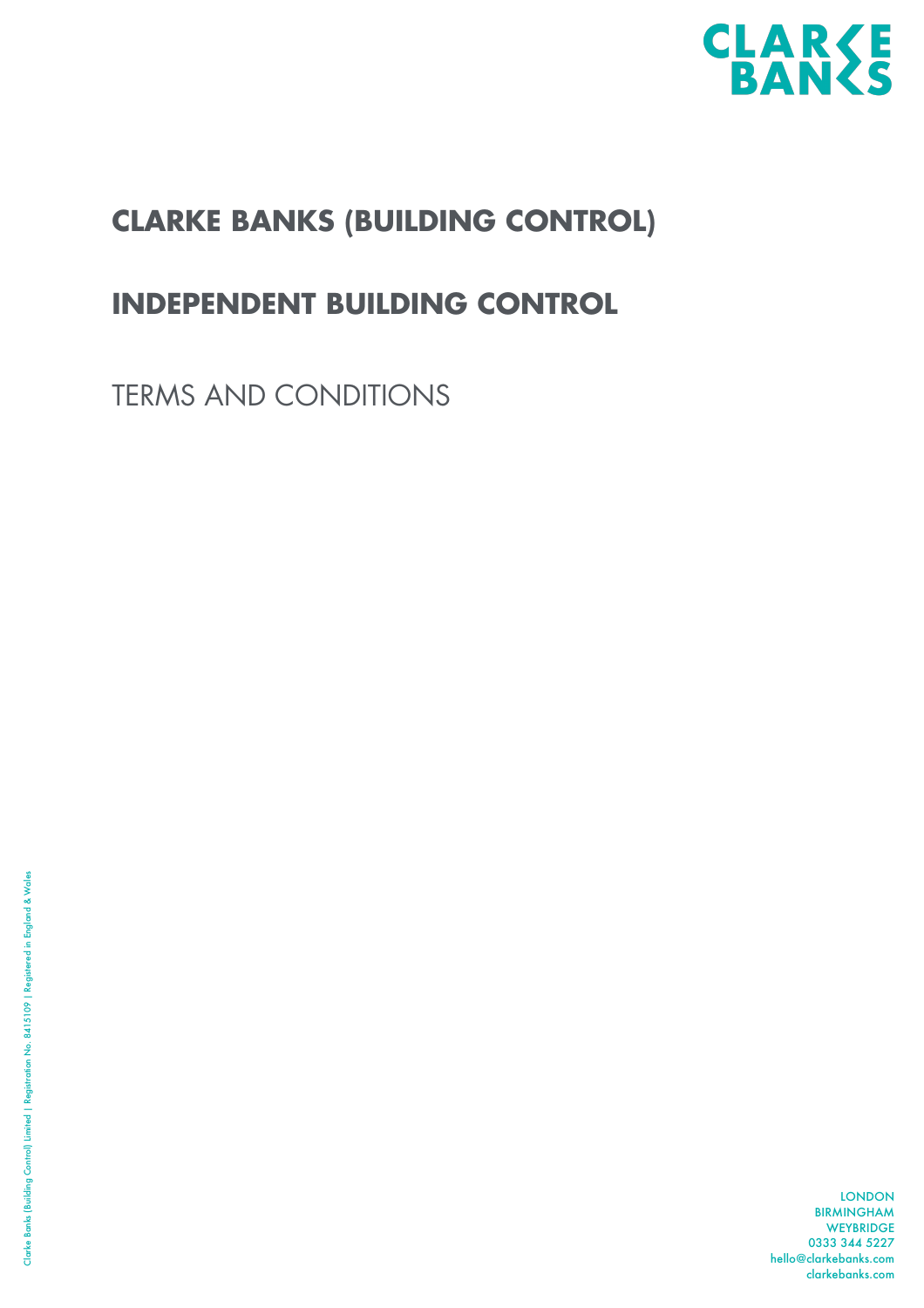# CLARKE BANKS (BUILDING CONTROL)

# INDEPENDENT BUILDING CONTROL

## TERMS AND CONDITIONS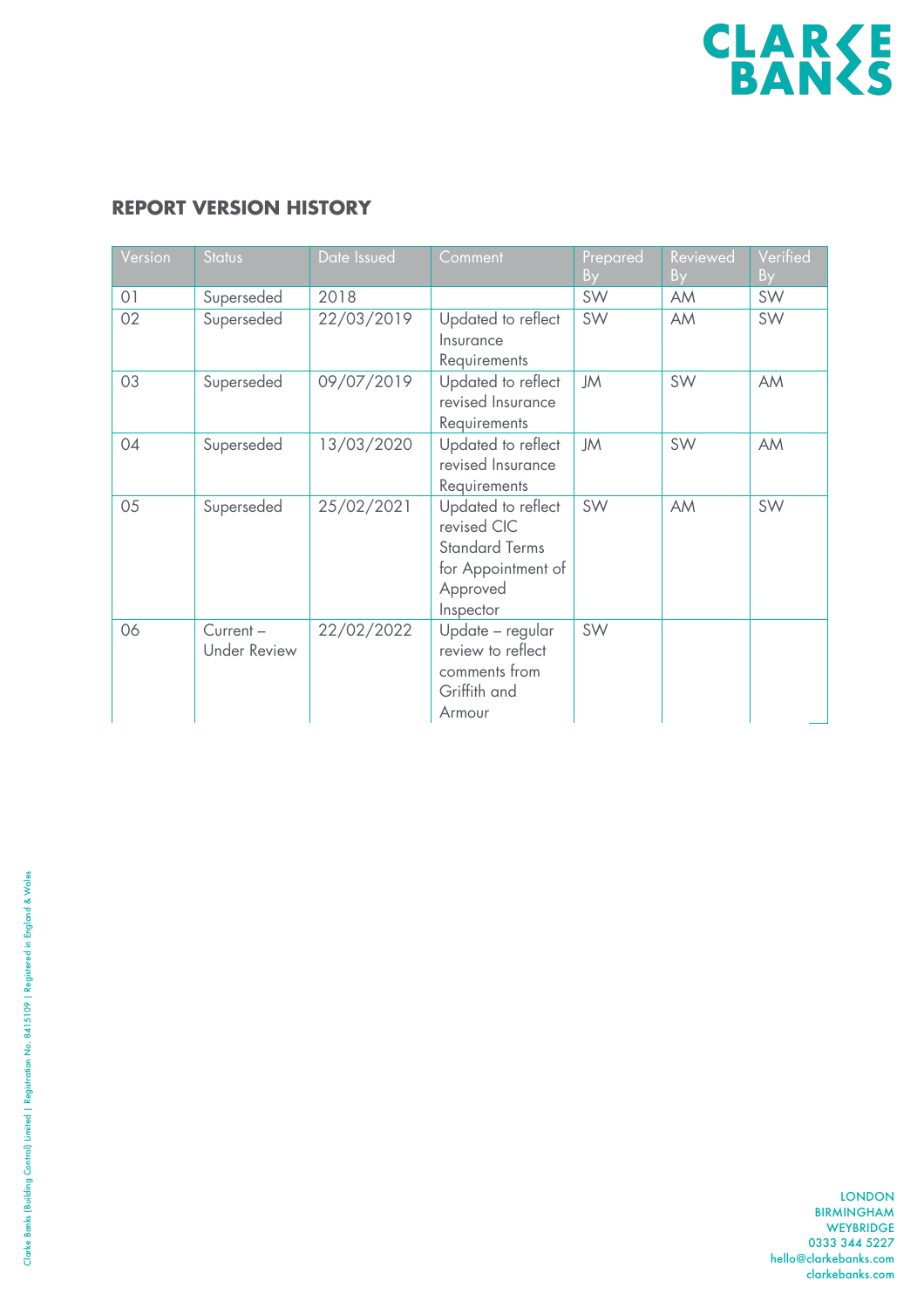## REPORT VERSION HISTORY

| Version | Status | Date Issued | Comment | Prepared By | Reviewed By | Verified By |
|---|---|---|---|---|---|---|
| 01 | Superseded | 2018 | | SW | AM | SW |
| 02 | Superseded | 22/03/2019 | Updated to reflect Insurance Requirements | SW | AM | SW |
| 03 | Superseded | 09/07/2019 | Updated to reflect revised Insurance Requirements | JM | SW | AM |
| 04 | Superseded | 13/03/2020 | Updated to reflect revised Insurance Requirements | JM | SW | AM |
| 05 | Superseded | 25/02/2021 | Updated to reflect revised CIC Standard Terms for Appointment of Approved Inspector | SW | AM | SW |
| 06 | Current – Under Review | 22/02/2022 | Update – regular review to reflect comments from Griffith and Armour | SW | | |

LONDON
BIRMINGHAM
WEYBRIDGE
0333 344 5227
hello@clarkebanks.com
clarkebanks.com

Clarke Banks (Building Control) Limited | Registration No. 8415109 | Registered in England & Wales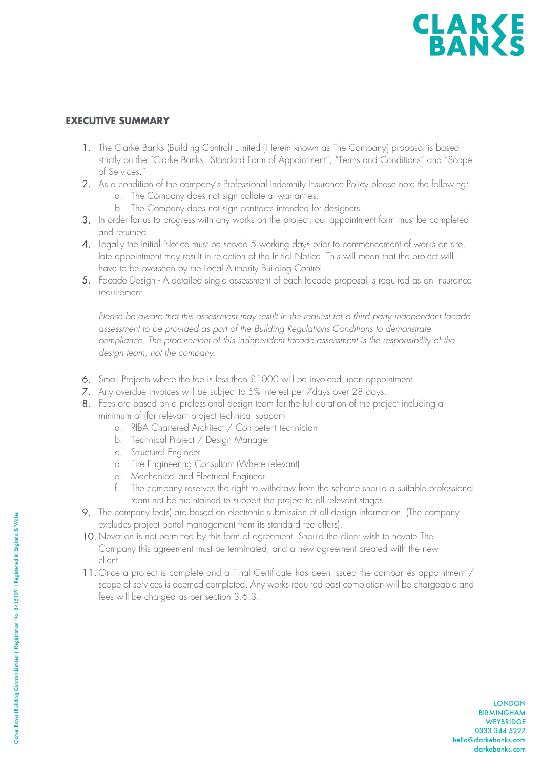## EXECUTIVE SUMMARY

1. The Clarke Banks (Building Control) Limited [Herein known as The Company] proposal is based strictly on the "Clarke Banks - Standard Form of Appointment", "Terms and Conditions" and "Scope of Services."
2. As a condition of the company's Professional Indemnity Insurance Policy please note the following:
   a. The Company does not sign collateral warranties.
   b. The Company does not sign contracts intended for designers.
3. In order for us to progress with any works on the project, our appointment form must be completed and returned.
4. Legally the Initial Notice must be served 5 working days prior to commencement of works on site, late appointment may result in rejection of the Initial Notice. This will mean that the project will have to be overseen by the Local Authority Building Control.
5. Facade Design - A detailed single assessment of each facade proposal is required as an insurance requirement.

   *Please be aware that this assessment may result in the request for a third party independent facade assessment to be provided as part of the Building Regulations Conditions to demonstrate compliance. The procurement of this independent facade assessment is the responsibility of the design team, not the company.*

6. Small Projects where the fee is less than £1000 will be invoiced upon appointment
7. Any overdue invoices will be subject to 5% interest per 7days over 28 days.
8. Fees are based on a professional design team for the full duration of the project including a minimum of (for relevant project technical support)
   a. RIBA Chartered Architect / Competent technician
   b. Technical Project / Design Manager
   c. Structural Engineer
   d. Fire Engineering Consultant (Where relevant)
   e. Mechanical and Electrical Engineer
   f. The company reserves the right to withdraw from the scheme should a suitable professional team not be maintained to support the project to all relevant stages.
9. The company fee(s) are based on electronic submission of all design information. (The company excludes project portal management from its standard fee offers).
10. Novation is not permitted by this form of agreement. Should the client wish to novate The Company this agreement must be terminated, and a new agreement created with the new client.
11. Once a project is complete and a Final Certificate has been issued the companies appointment / scope of services is deemed completed. Any works required post completion will be chargeable and fees will be charged as per section 3.6.3.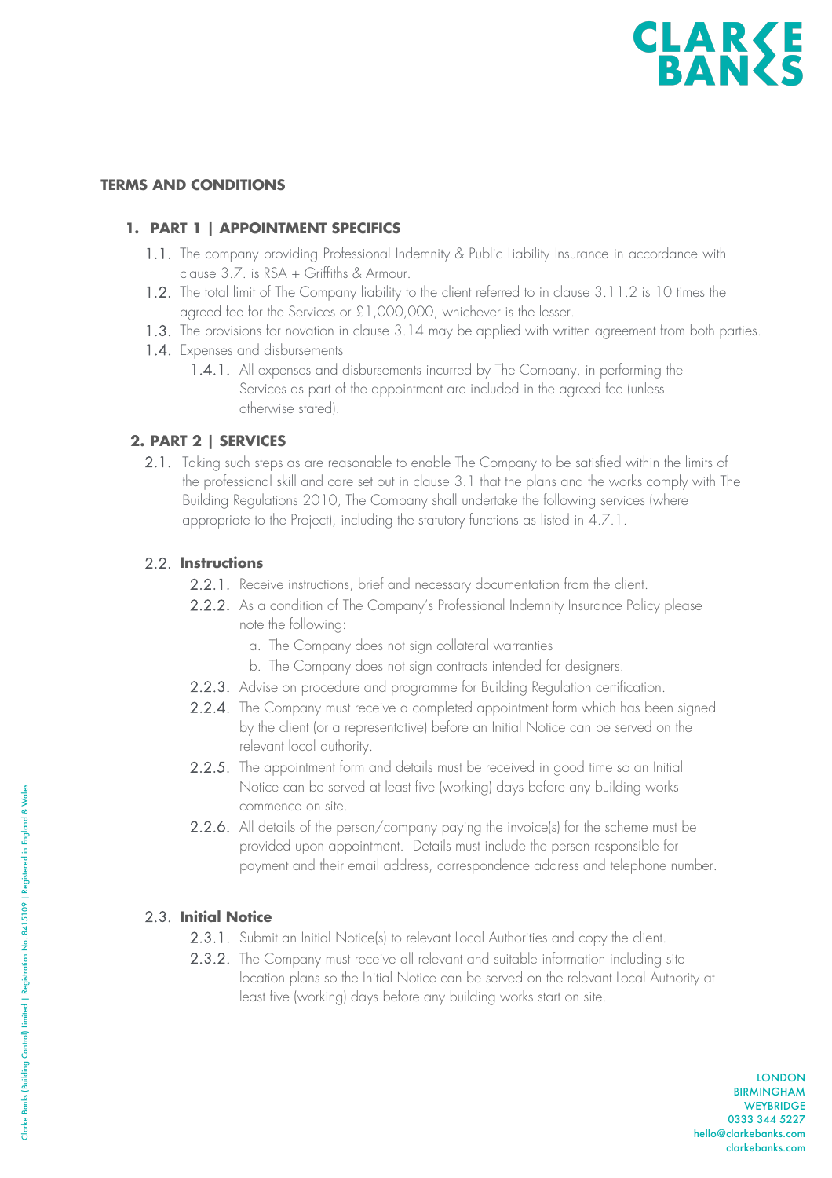## TERMS AND CONDITIONS

### 1. PART 1 | APPOINTMENT SPECIFICS

1.1. The company providing Professional Indemnity & Public Liability Insurance in accordance with clause 3.7. is RSA + Griffiths & Armour.

1.2. The total limit of The Company liability to the client referred to in clause 3.11.2 is 10 times the agreed fee for the Services or £1,000,000, whichever is the lesser.

1.3. The provisions for novation in clause 3.14 may be applied with written agreement from both parties.

1.4. Expenses and disbursements

1.4.1. All expenses and disbursements incurred by The Company, in performing the Services as part of the appointment are included in the agreed fee (unless otherwise stated).

### 2. PART 2 | SERVICES

2.1. Taking such steps as are reasonable to enable The Company to be satisfied within the limits of the professional skill and care set out in clause 3.1 that the plans and the works comply with The Building Regulations 2010, The Company shall undertake the following services (where appropriate to the Project), including the statutory functions as listed in 4.7.1.

2.2. **Instructions**

2.2.1. Receive instructions, brief and necessary documentation from the client.

2.2.2. As a condition of The Company's Professional Indemnity Insurance Policy please note the following:

a. The Company does not sign collateral warranties

b. The Company does not sign contracts intended for designers.

2.2.3. Advise on procedure and programme for Building Regulation certification.

2.2.4. The Company must receive a completed appointment form which has been signed by the client (or a representative) before an Initial Notice can be served on the relevant local authority.

2.2.5. The appointment form and details must be received in good time so an Initial Notice can be served at least five (working) days before any building works commence on site.

2.2.6. All details of the person/company paying the invoice(s) for the scheme must be provided upon appointment. Details must include the person responsible for payment and their email address, correspondence address and telephone number.

2.3. **Initial Notice**

2.3.1. Submit an Initial Notice(s) to relevant Local Authorities and copy the client.

2.3.2. The Company must receive all relevant and suitable information including site location plans so the Initial Notice can be served on the relevant Local Authority at least five (working) days before any building works start on site.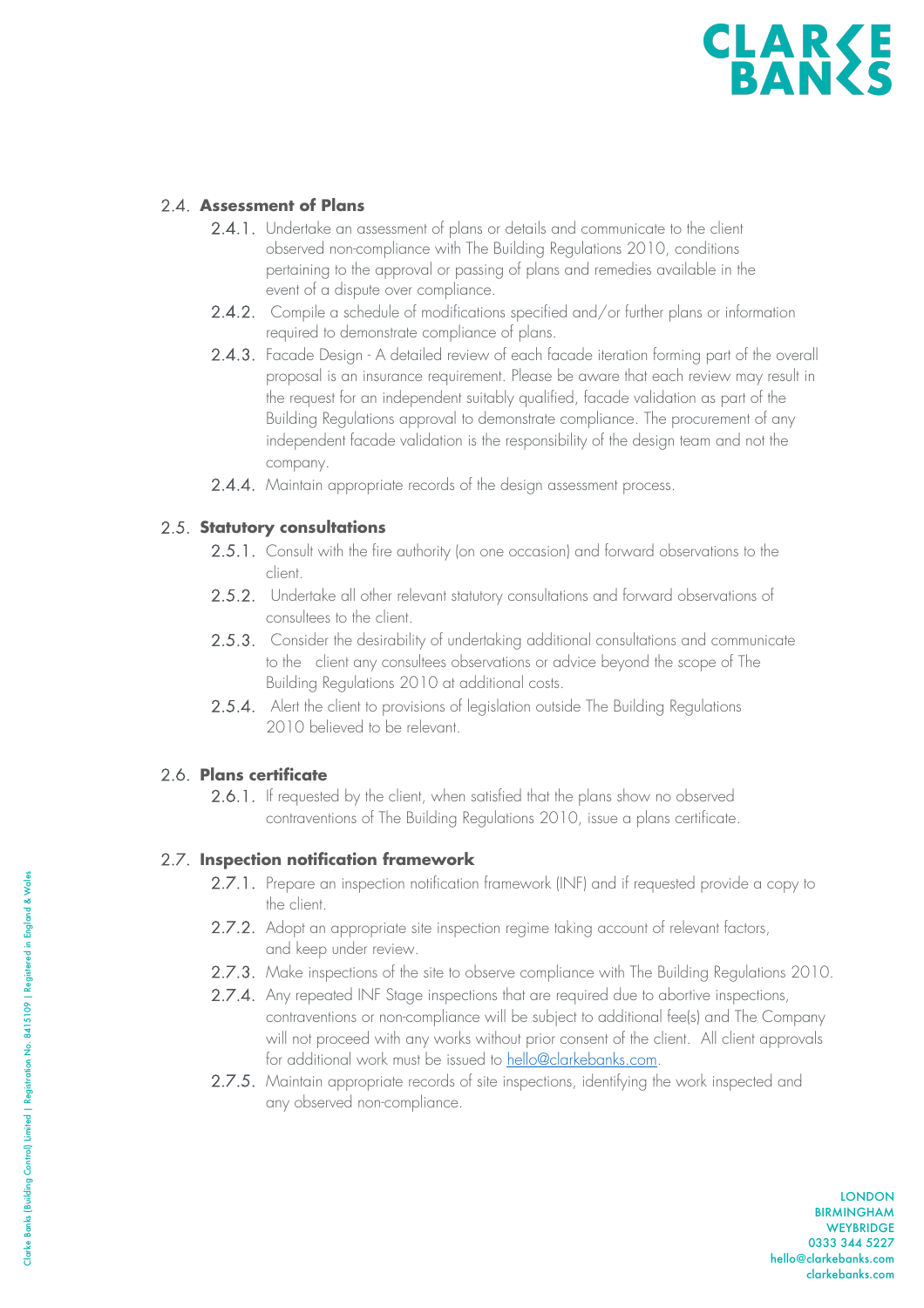## 2.4. **Assessment of Plans**

- 2.4.1. Undertake an assessment of plans or details and communicate to the client observed non-compliance with The Building Regulations 2010, conditions pertaining to the approval or passing of plans and remedies available in the event of a dispute over compliance.
- 2.4.2. Compile a schedule of modifications specified and/or further plans or information required to demonstrate compliance of plans.
- 2.4.3. Facade Design - A detailed review of each facade iteration forming part of the overall proposal is an insurance requirement. Please be aware that each review may result in the request for an independent suitably qualified, facade validation as part of the Building Regulations approval to demonstrate compliance. The procurement of any independent facade validation is the responsibility of the design team and not the company.
- 2.4.4. Maintain appropriate records of the design assessment process.

## 2.5. **Statutory consultations**

- 2.5.1. Consult with the fire authority (on one occasion) and forward observations to the client.
- 2.5.2. Undertake all other relevant statutory consultations and forward observations of consultees to the client.
- 2.5.3. Consider the desirability of undertaking additional consultations and communicate to the client any consultees observations or advice beyond the scope of The Building Regulations 2010 at additional costs.
- 2.5.4. Alert the client to provisions of legislation outside The Building Regulations 2010 believed to be relevant.

## 2.6. **Plans certificate**

- 2.6.1. If requested by the client, when satisfied that the plans show no observed contraventions of The Building Regulations 2010, issue a plans certificate.

## 2.7. **Inspection notification framework**

- 2.7.1. Prepare an inspection notification framework (INF) and if requested provide a copy to the client.
- 2.7.2. Adopt an appropriate site inspection regime taking account of relevant factors, and keep under review.
- 2.7.3. Make inspections of the site to observe compliance with The Building Regulations 2010.
- 2.7.4. Any repeated INF Stage inspections that are required due to abortive inspections, contraventions or non-compliance will be subject to additional fee(s) and The Company will not proceed with any works without prior consent of the client. All client approvals for additional work must be issued to hello@clarkebanks.com.
- 2.7.5. Maintain appropriate records of site inspections, identifying the work inspected and any observed non-compliance.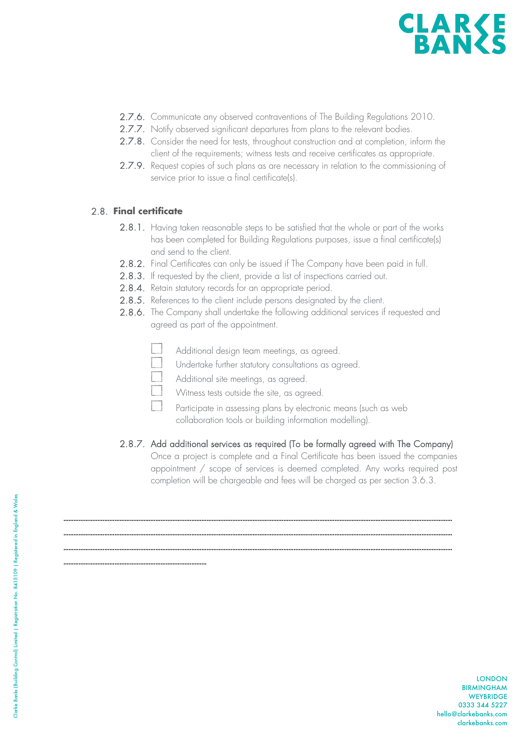2.7.6. Communicate any observed contraventions of The Building Regulations 2010.

2.7.7. Notify observed significant departures from plans to the relevant bodies.

2.7.8. Consider the need for tests, throughout construction and at completion, inform the client of the requirements; witness tests and receive certificates as appropriate.

2.7.9. Request copies of such plans as are necessary in relation to the commissioning of service prior to issue a final certificate(s).

## 2.8. Final certificate

2.8.1. Having taken reasonable steps to be satisfied that the whole or part of the works has been completed for Building Regulations purposes, issue a final certificate(s) and send to the client.

2.8.2. Final Certificates can only be issued if The Company have been paid in full.

2.8.3. If requested by the client, provide a list of inspections carried out.

2.8.4. Retain statutory records for an appropriate period.

2.8.5. References to the client include persons designated by the client.

2.8.6. The Company shall undertake the following additional services if requested and agreed as part of the appointment.

- [ ] Additional design team meetings, as agreed.
- [ ] Undertake further statutory consultations as agreed.
- [ ] Additional site meetings, as agreed.
- [ ] Witness tests outside the site, as agreed.
- [ ] Participate in assessing plans by electronic means (such as web collaboration tools or building information modelling).

2.8.7. Add additional services as required (To be formally agreed with The Company)
Once a project is complete and a Final Certificate has been issued the companies appointment / scope of services is deemed completed. Any works required post completion will be chargeable and fees will be charged as per section 3.6.3.

..........................................................................................................................................................................................................

..........................................................................................................................................................................................................

..........................................................................................................................................................................................................

..........................................................................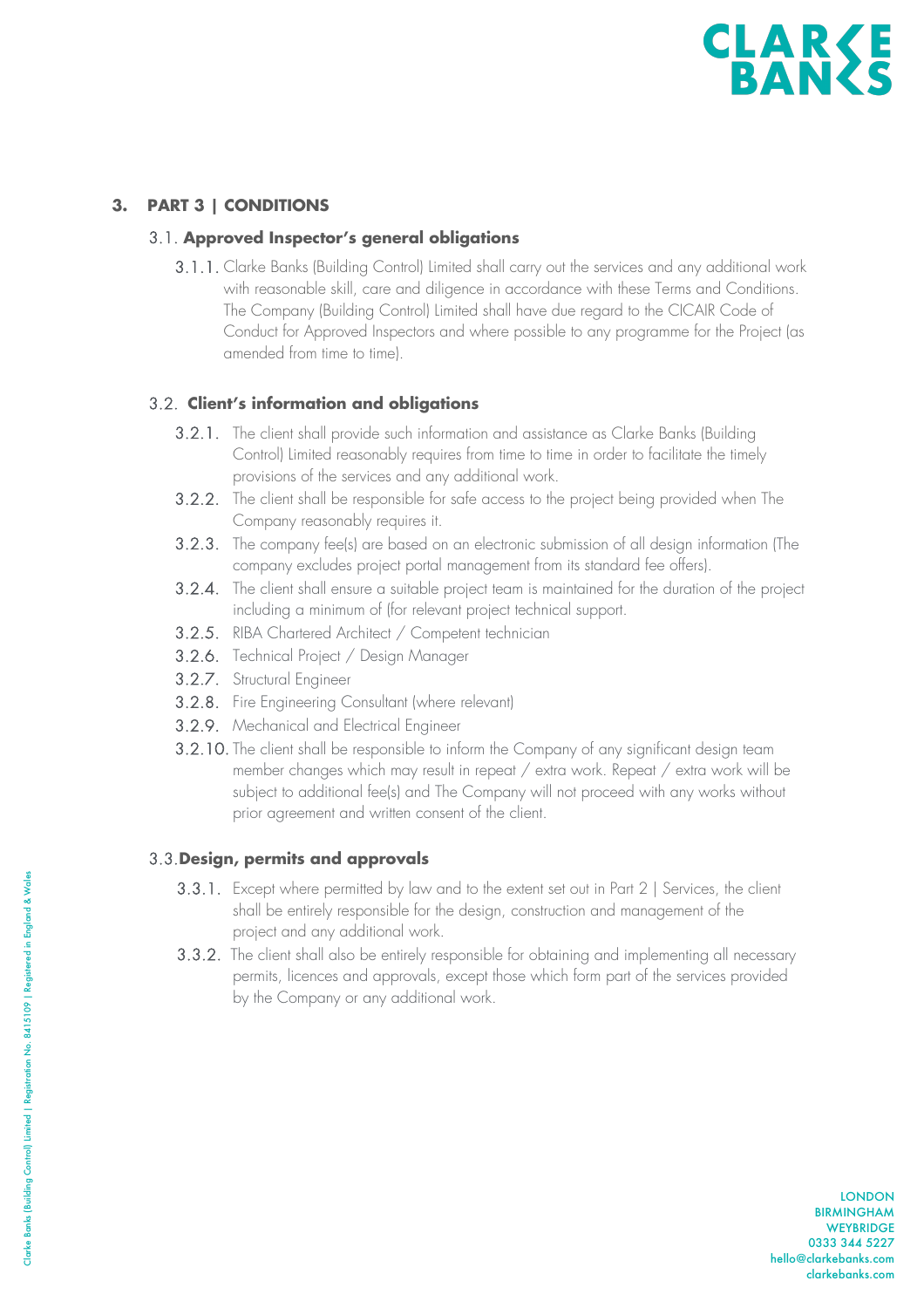## 3. PART 3 | CONDITIONS

### 3.1. Approved Inspector's general obligations

3.1.1. Clarke Banks (Building Control) Limited shall carry out the services and any additional work with reasonable skill, care and diligence in accordance with these Terms and Conditions. The Company (Building Control) Limited shall have due regard to the CICAIR Code of Conduct for Approved Inspectors and where possible to any programme for the Project (as amended from time to time).

### 3.2. Client's information and obligations

3.2.1. The client shall provide such information and assistance as Clarke Banks (Building Control) Limited reasonably requires from time to time in order to facilitate the timely provisions of the services and any additional work.

3.2.2. The client shall be responsible for safe access to the project being provided when The Company reasonably requires it.

3.2.3. The company fee(s) are based on an electronic submission of all design information (The company excludes project portal management from its standard fee offers).

3.2.4. The client shall ensure a suitable project team is maintained for the duration of the project including a minimum of (for relevant project technical support.

3.2.5. RIBA Chartered Architect / Competent technician

3.2.6. Technical Project / Design Manager

3.2.7. Structural Engineer

3.2.8. Fire Engineering Consultant (where relevant)

3.2.9. Mechanical and Electrical Engineer

3.2.10. The client shall be responsible to inform the Company of any significant design team member changes which may result in repeat / extra work. Repeat / extra work will be subject to additional fee(s) and The Company will not proceed with any works without prior agreement and written consent of the client.

### 3.3. Design, permits and approvals

3.3.1. Except where permitted by law and to the extent set out in Part 2 | Services, the client shall be entirely responsible for the design, construction and management of the project and any additional work.

3.3.2. The client shall also be entirely responsible for obtaining and implementing all necessary permits, licences and approvals, except those which form part of the services provided by the Company or any additional work.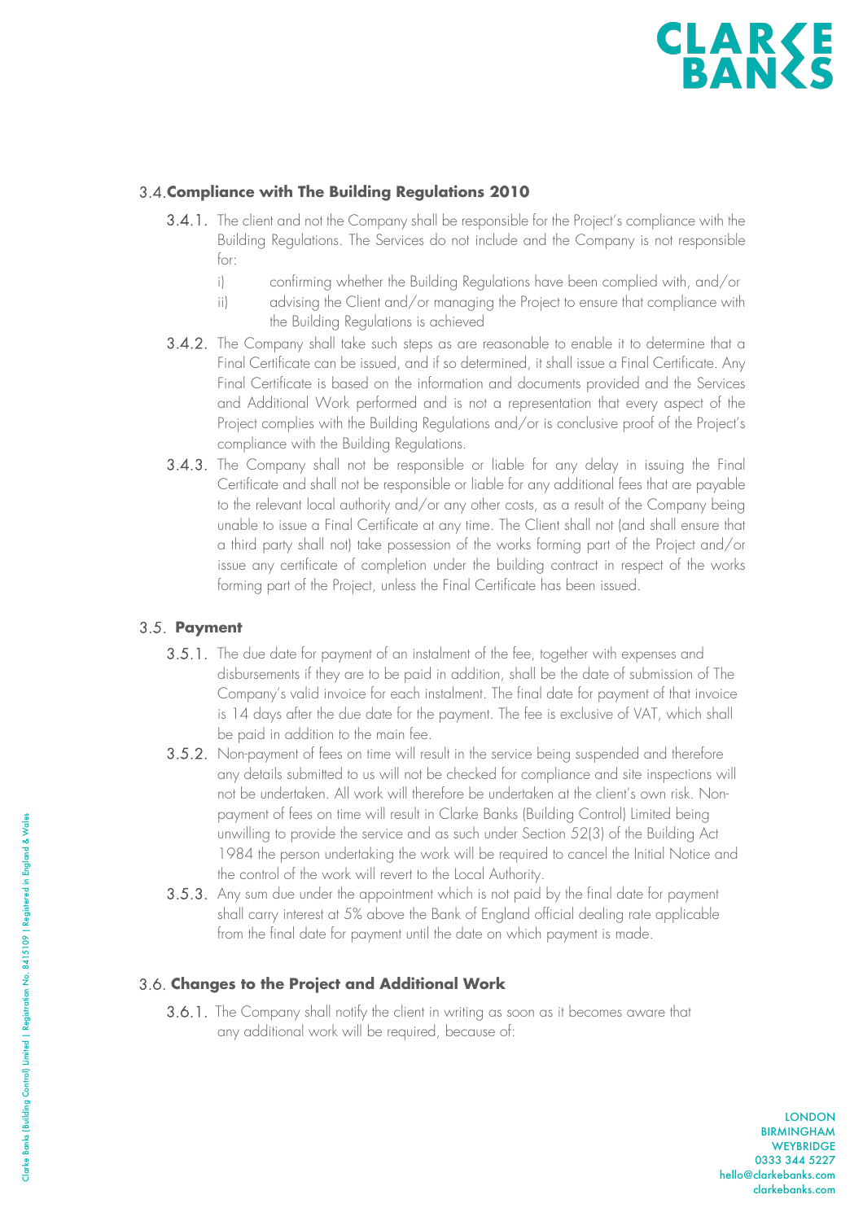## 3.4. Compliance with The Building Regulations 2010

3.4.1. The client and not the Company shall be responsible for the Project's compliance with the Building Regulations. The Services do not include and the Company is not responsible for:

i) confirming whether the Building Regulations have been complied with, and/or

ii) advising the Client and/or managing the Project to ensure that compliance with the Building Regulations is achieved

3.4.2. The Company shall take such steps as are reasonable to enable it to determine that a Final Certificate can be issued, and if so determined, it shall issue a Final Certificate. Any Final Certificate is based on the information and documents provided and the Services and Additional Work performed and is not a representation that every aspect of the Project complies with the Building Regulations and/or is conclusive proof of the Project's compliance with the Building Regulations.

3.4.3. The Company shall not be responsible or liable for any delay in issuing the Final Certificate and shall not be responsible or liable for any additional fees that are payable to the relevant local authority and/or any other costs, as a result of the Company being unable to issue a Final Certificate at any time. The Client shall not (and shall ensure that a third party shall not) take possession of the works forming part of the Project and/or issue any certificate of completion under the building contract in respect of the works forming part of the Project, unless the Final Certificate has been issued.

## 3.5. Payment

3.5.1. The due date for payment of an instalment of the fee, together with expenses and disbursements if they are to be paid in addition, shall be the date of submission of The Company's valid invoice for each instalment. The final date for payment of that invoice is 14 days after the due date for the payment. The fee is exclusive of VAT, which shall be paid in addition to the main fee.

3.5.2. Non-payment of fees on time will result in the service being suspended and therefore any details submitted to us will not be checked for compliance and site inspections will not be undertaken. All work will therefore be undertaken at the client's own risk. Non-payment of fees on time will result in Clarke Banks (Building Control) Limited being unwilling to provide the service and as such under Section 52(3) of the Building Act 1984 the person undertaking the work will be required to cancel the Initial Notice and the control of the work will revert to the Local Authority.

3.5.3. Any sum due under the appointment which is not paid by the final date for payment shall carry interest at 5% above the Bank of England official dealing rate applicable from the final date for payment until the date on which payment is made.

## 3.6. Changes to the Project and Additional Work

3.6.1. The Company shall notify the client in writing as soon as it becomes aware that any additional work will be required, because of: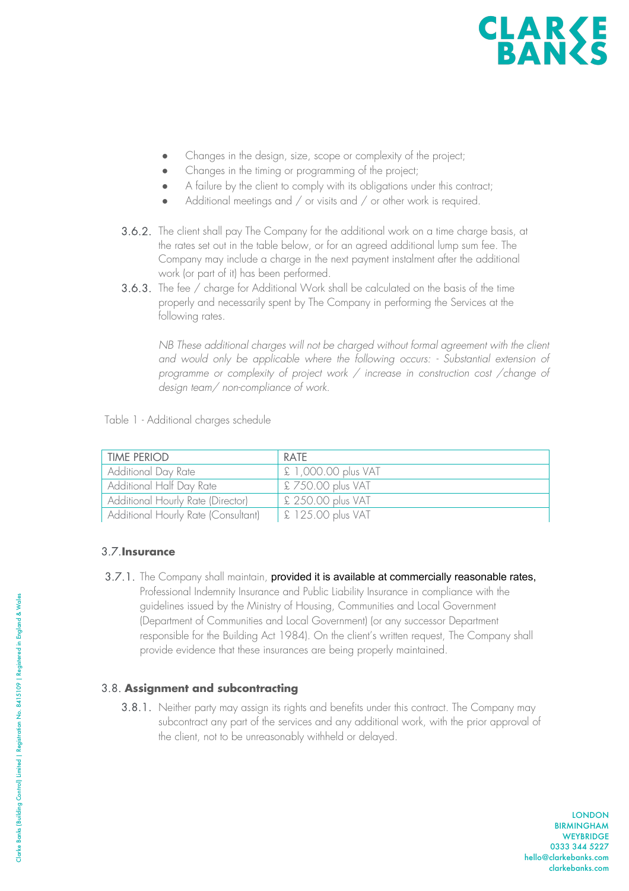- Changes in the design, size, scope or complexity of the project;
- Changes in the timing or programming of the project;
- A failure by the client to comply with its obligations under this contract;
- Additional meetings and / or visits and / or other work is required.

3.6.2. The client shall pay The Company for the additional work on a time charge basis, at the rates set out in the table below, or for an agreed additional lump sum fee. The Company may include a charge in the next payment instalment after the additional work (or part of it) has been performed.

3.6.3. The fee / charge for Additional Work shall be calculated on the basis of the time properly and necessarily spent by The Company in performing the Services at the following rates.

*NB These additional charges will not be charged without formal agreement with the client and would only be applicable where the following occurs: - Substantial extension of programme or complexity of project work / increase in construction cost /change of design team/ non-compliance of work.*

Table 1 - Additional charges schedule

| TIME PERIOD | RATE |
|---|---|
| Additional Day Rate | £ 1,000.00 plus VAT |
| Additional Half Day Rate | £ 750.00 plus VAT |
| Additional Hourly Rate (Director) | £ 250.00 plus VAT |
| Additional Hourly Rate (Consultant) | £ 125.00 plus VAT |

### 3.7. **Insurance**

3.7.1. The Company shall maintain, provided it is available at commercially reasonable rates, Professional Indemnity Insurance and Public Liability Insurance in compliance with the guidelines issued by the Ministry of Housing, Communities and Local Government (Department of Communities and Local Government) (or any successor Department responsible for the Building Act 1984). On the client's written request, The Company shall provide evidence that these insurances are being properly maintained.

### 3.8. **Assignment and subcontracting**

3.8.1. Neither party may assign its rights and benefits under this contract. The Company may subcontract any part of the services and any additional work, with the prior approval of the client, not to be unreasonably withheld or delayed.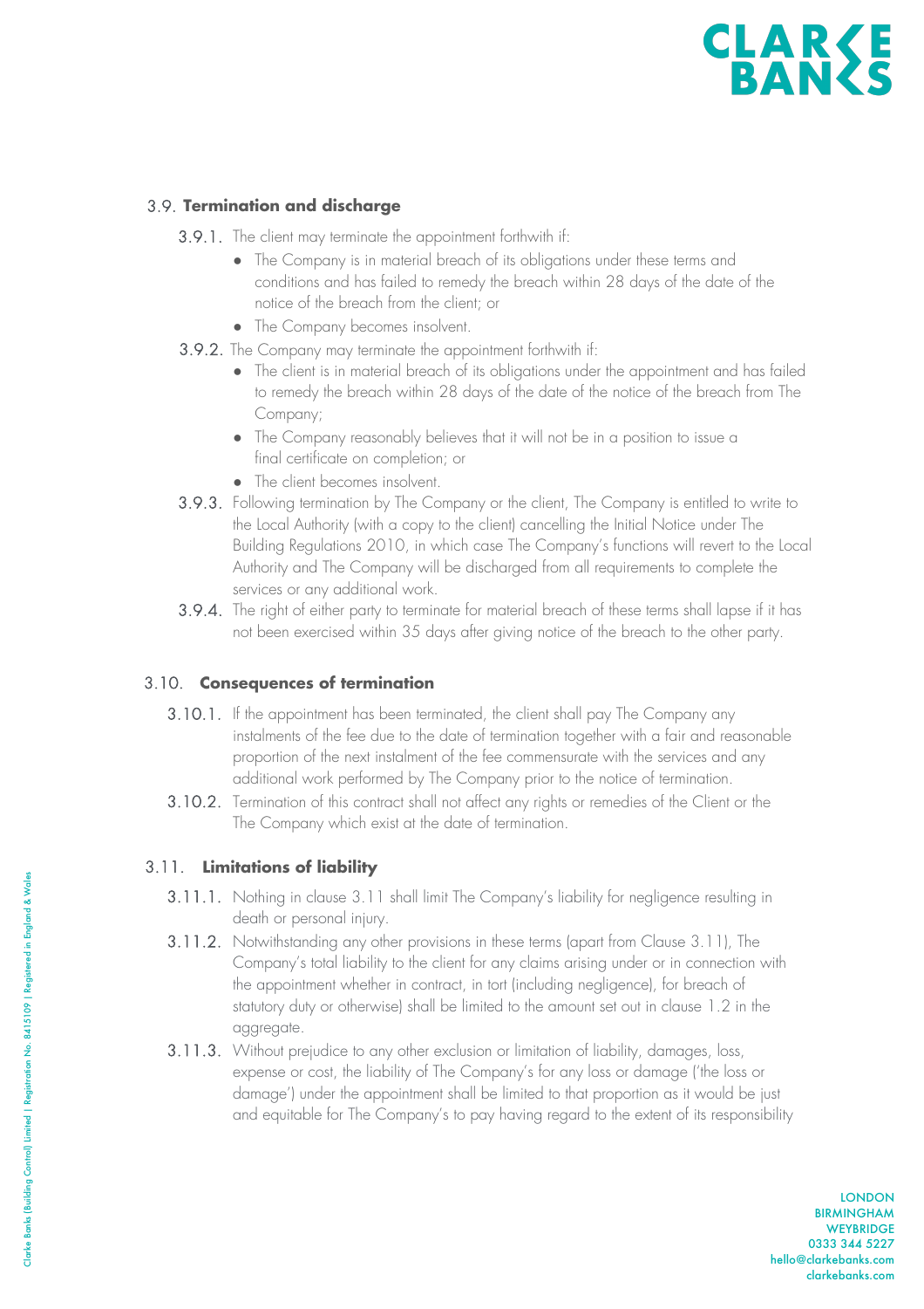### 3.9. **Termination and discharge**

3.9.1. The client may terminate the appointment forthwith if:

- The Company is in material breach of its obligations under these terms and conditions and has failed to remedy the breach within 28 days of the date of the notice of the breach from the client; or
- The Company becomes insolvent.

3.9.2. The Company may terminate the appointment forthwith if:

- The client is in material breach of its obligations under the appointment and has failed to remedy the breach within 28 days of the date of the notice of the breach from The Company;
- The Company reasonably believes that it will not be in a position to issue a final certificate on completion; or
- The client becomes insolvent.

3.9.3. Following termination by The Company or the client, The Company is entitled to write to the Local Authority (with a copy to the client) cancelling the Initial Notice under The Building Regulations 2010, in which case The Company's functions will revert to the Local Authority and The Company will be discharged from all requirements to complete the services or any additional work.

3.9.4. The right of either party to terminate for material breach of these terms shall lapse if it has not been exercised within 35 days after giving notice of the breach to the other party.

### 3.10. **Consequences of termination**

3.10.1. If the appointment has been terminated, the client shall pay The Company any instalments of the fee due to the date of termination together with a fair and reasonable proportion of the next instalment of the fee commensurate with the services and any additional work performed by The Company prior to the notice of termination.

3.10.2. Termination of this contract shall not affect any rights or remedies of the Client or the The Company which exist at the date of termination.

### 3.11. **Limitations of liability**

3.11.1. Nothing in clause 3.11 shall limit The Company's liability for negligence resulting in death or personal injury.

3.11.2. Notwithstanding any other provisions in these terms (apart from Clause 3.11), The Company's total liability to the client for any claims arising under or in connection with the appointment whether in contract, in tort (including negligence), for breach of statutory duty or otherwise) shall be limited to the amount set out in clause 1.2 in the aggregate.

3.11.3. Without prejudice to any other exclusion or limitation of liability, damages, loss, expense or cost, the liability of The Company's for any loss or damage ('the loss or damage') under the appointment shall be limited to that proportion as it would be just and equitable for The Company's to pay having regard to the extent of its responsibility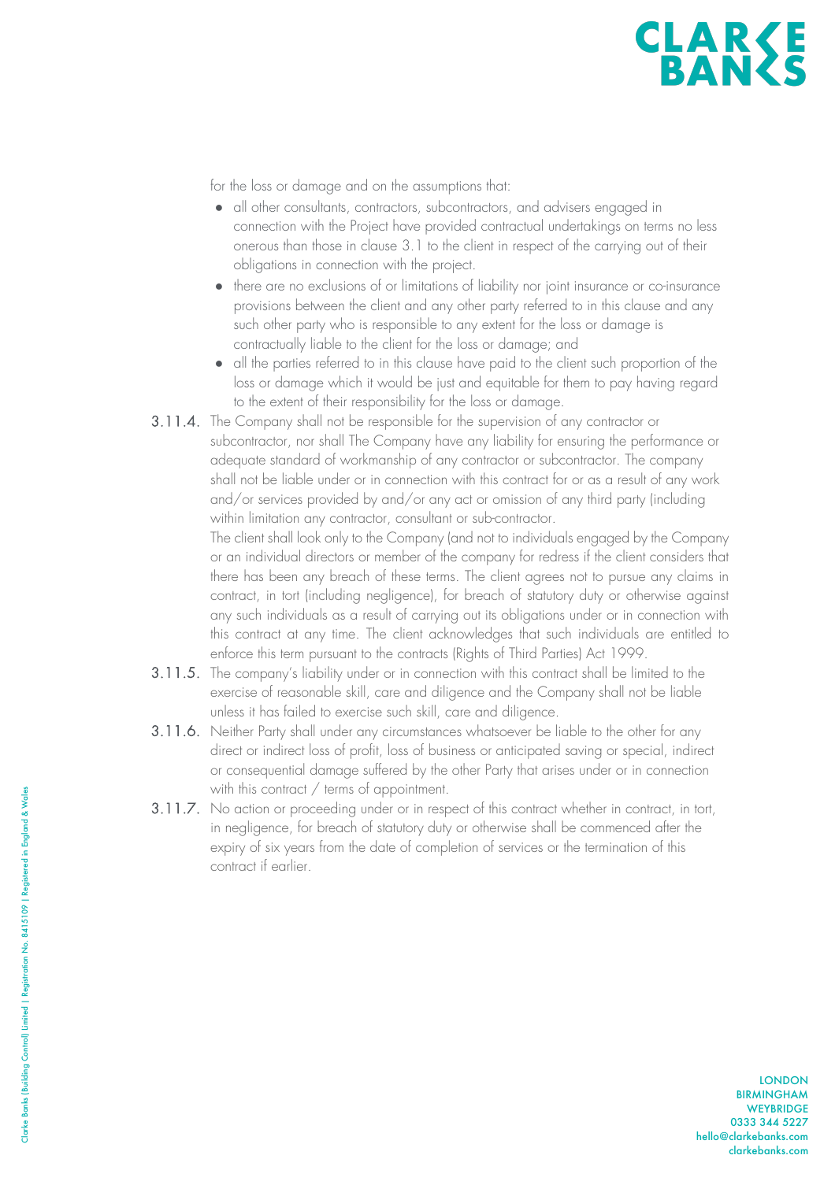for the loss or damage and on the assumptions that:

- all other consultants, contractors, subcontractors, and advisers engaged in connection with the Project have provided contractual undertakings on terms no less onerous than those in clause 3.1 to the client in respect of the carrying out of their obligations in connection with the project.
- there are no exclusions of or limitations of liability nor joint insurance or co-insurance provisions between the client and any other party referred to in this clause and any such other party who is responsible to any extent for the loss or damage is contractually liable to the client for the loss or damage; and
- all the parties referred to in this clause have paid to the client such proportion of the loss or damage which it would be just and equitable for them to pay having regard to the extent of their responsibility for the loss or damage.

3.11.4. The Company shall not be responsible for the supervision of any contractor or subcontractor, nor shall The Company have any liability for ensuring the performance or adequate standard of workmanship of any contractor or subcontractor. The company shall not be liable under or in connection with this contract for or as a result of any work and/or services provided by and/or any act or omission of any third party (including within limitation any contractor, consultant or sub-contractor.

The client shall look only to the Company (and not to individuals engaged by the Company or an individual directors or member of the company for redress if the client considers that there has been any breach of these terms. The client agrees not to pursue any claims in contract, in tort (including negligence), for breach of statutory duty or otherwise against any such individuals as a result of carrying out its obligations under or in connection with this contract at any time. The client acknowledges that such individuals are entitled to enforce this term pursuant to the contracts (Rights of Third Parties) Act 1999.

3.11.5. The company's liability under or in connection with this contract shall be limited to the exercise of reasonable skill, care and diligence and the Company shall not be liable unless it has failed to exercise such skill, care and diligence.

3.11.6. Neither Party shall under any circumstances whatsoever be liable to the other for any direct or indirect loss of profit, loss of business or anticipated saving or special, indirect or consequential damage suffered by the other Party that arises under or in connection with this contract / terms of appointment.

3.11.7. No action or proceeding under or in respect of this contract whether in contract, in tort, in negligence, for breach of statutory duty or otherwise shall be commenced after the expiry of six years from the date of completion of services or the termination of this contract if earlier.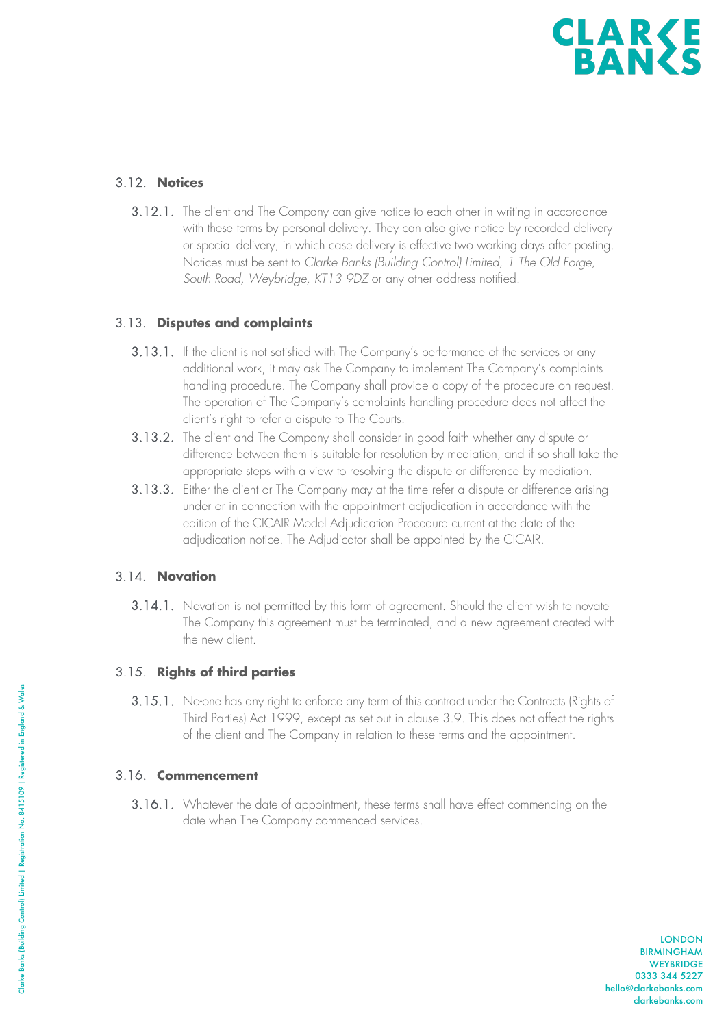### 3.12. **Notices**

**3.12.1.** The client and The Company can give notice to each other in writing in accordance with these terms by personal delivery. They can also give notice by recorded delivery or special delivery, in which case delivery is effective two working days after posting. Notices must be sent to *Clarke Banks (Building Control) Limited, 1 The Old Forge, South Road, Weybridge, KT13 9DZ* or any other address notified.

### 3.13. **Disputes and complaints**

**3.13.1.** If the client is not satisfied with The Company's performance of the services or any additional work, it may ask The Company to implement The Company's complaints handling procedure. The Company shall provide a copy of the procedure on request. The operation of The Company's complaints handling procedure does not affect the client's right to refer a dispute to The Courts.

**3.13.2.** The client and The Company shall consider in good faith whether any dispute or difference between them is suitable for resolution by mediation, and if so shall take the appropriate steps with a view to resolving the dispute or difference by mediation.

**3.13.3.** Either the client or The Company may at the time refer a dispute or difference arising under or in connection with the appointment adjudication in accordance with the edition of the CICAIR Model Adjudication Procedure current at the date of the adjudication notice. The Adjudicator shall be appointed by the CICAIR.

### 3.14. **Novation**

**3.14.1.** Novation is not permitted by this form of agreement. Should the client wish to novate The Company this agreement must be terminated, and a new agreement created with the new client.

### 3.15. **Rights of third parties**

**3.15.1.** No-one has any right to enforce any term of this contract under the Contracts (Rights of Third Parties) Act 1999, except as set out in clause 3.9. This does not affect the rights of the client and The Company in relation to these terms and the appointment.

### 3.16. **Commencement**

**3.16.1.** Whatever the date of appointment, these terms shall have effect commencing on the date when The Company commenced services.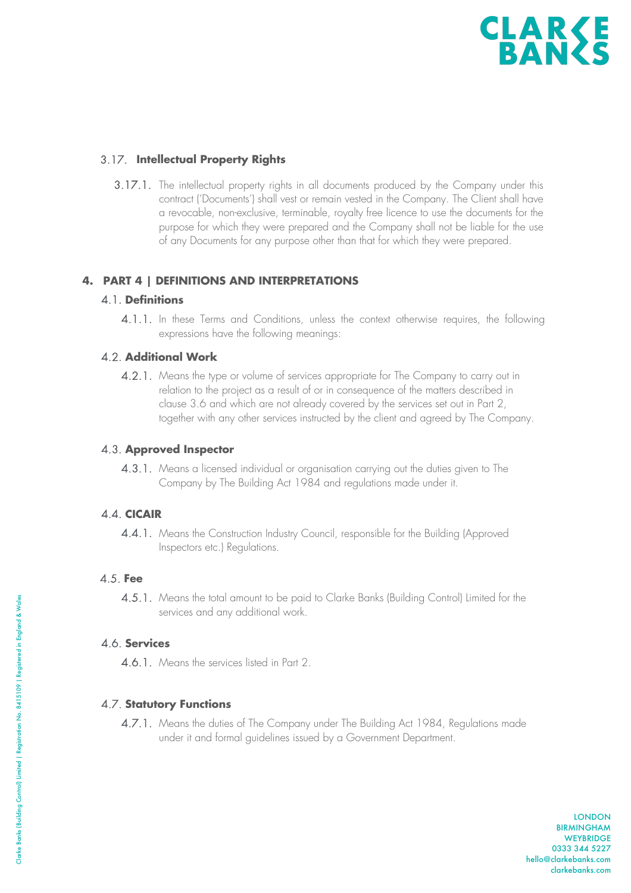### 3.17. Intellectual Property Rights

3.17.1. The intellectual property rights in all documents produced by the Company under this contract ('Documents') shall vest or remain vested in the Company. The Client shall have a revocable, non-exclusive, terminable, royalty free licence to use the documents for the purpose for which they were prepared and the Company shall not be liable for the use of any Documents for any purpose other than that for which they were prepared.

## 4. PART 4 | DEFINITIONS AND INTERPRETATIONS

### 4.1. Definitions

4.1.1. In these Terms and Conditions, unless the context otherwise requires, the following expressions have the following meanings:

### 4.2. Additional Work

4.2.1. Means the type or volume of services appropriate for The Company to carry out in relation to the project as a result of or in consequence of the matters described in clause 3.6 and which are not already covered by the services set out in Part 2, together with any other services instructed by the client and agreed by The Company.

### 4.3. Approved Inspector

4.3.1. Means a licensed individual or organisation carrying out the duties given to The Company by The Building Act 1984 and regulations made under it.

### 4.4. CICAIR

4.4.1. Means the Construction Industry Council, responsible for the Building (Approved Inspectors etc.) Regulations.

### 4.5. Fee

4.5.1. Means the total amount to be paid to Clarke Banks (Building Control) Limited for the services and any additional work.

### 4.6. Services

4.6.1. Means the services listed in Part 2.

### 4.7. Statutory Functions

4.7.1. Means the duties of The Company under The Building Act 1984, Regulations made under it and formal guidelines issued by a Government Department.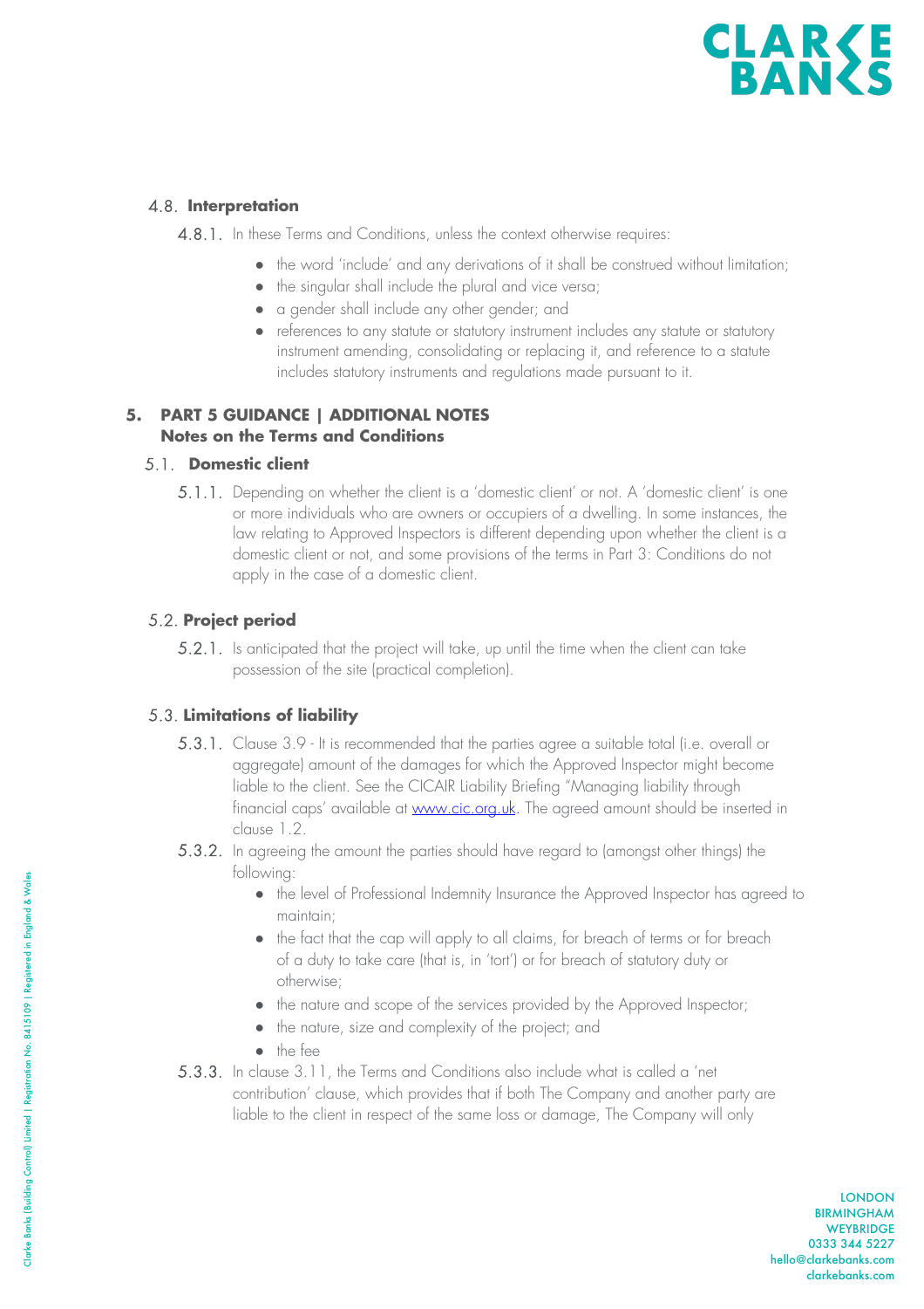### 4.8. Interpretation

4.8.1. In these Terms and Conditions, unless the context otherwise requires:

- the word 'include' and any derivations of it shall be construed without limitation;
- the singular shall include the plural and vice versa;
- a gender shall include any other gender; and
- references to any statute or statutory instrument includes any statute or statutory instrument amending, consolidating or replacing it, and reference to a statute includes statutory instruments and regulations made pursuant to it.

## 5. PART 5 GUIDANCE | ADDITIONAL NOTES
## Notes on the Terms and Conditions

### 5.1. Domestic client

5.1.1. Depending on whether the client is a 'domestic client' or not. A 'domestic client' is one or more individuals who are owners or occupiers of a dwelling. In some instances, the law relating to Approved Inspectors is different depending upon whether the client is a domestic client or not, and some provisions of the terms in Part 3: Conditions do not apply in the case of a domestic client.

### 5.2. Project period

5.2.1. Is anticipated that the project will take, up until the time when the client can take possession of the site (practical completion).

### 5.3. Limitations of liability

5.3.1. Clause 3.9 - It is recommended that the parties agree a suitable total (i.e. overall or aggregate) amount of the damages for which the Approved Inspector might become liable to the client. See the CICAIR Liability Briefing "Managing liability through financial caps' available at [www.cic.org.uk](www.cic.org.uk). The agreed amount should be inserted in clause 1.2.

5.3.2. In agreeing the amount the parties should have regard to (amongst other things) the following:

- the level of Professional Indemnity Insurance the Approved Inspector has agreed to maintain;
- the fact that the cap will apply to all claims, for breach of terms or for breach of a duty to take care (that is, in 'tort') or for breach of statutory duty or otherwise;
- the nature and scope of the services provided by the Approved Inspector;
- the nature, size and complexity of the project; and
- the fee

5.3.3. In clause 3.11, the Terms and Conditions also include what is called a 'net contribution' clause, which provides that if both The Company and another party are liable to the client in respect of the same loss or damage, The Company will only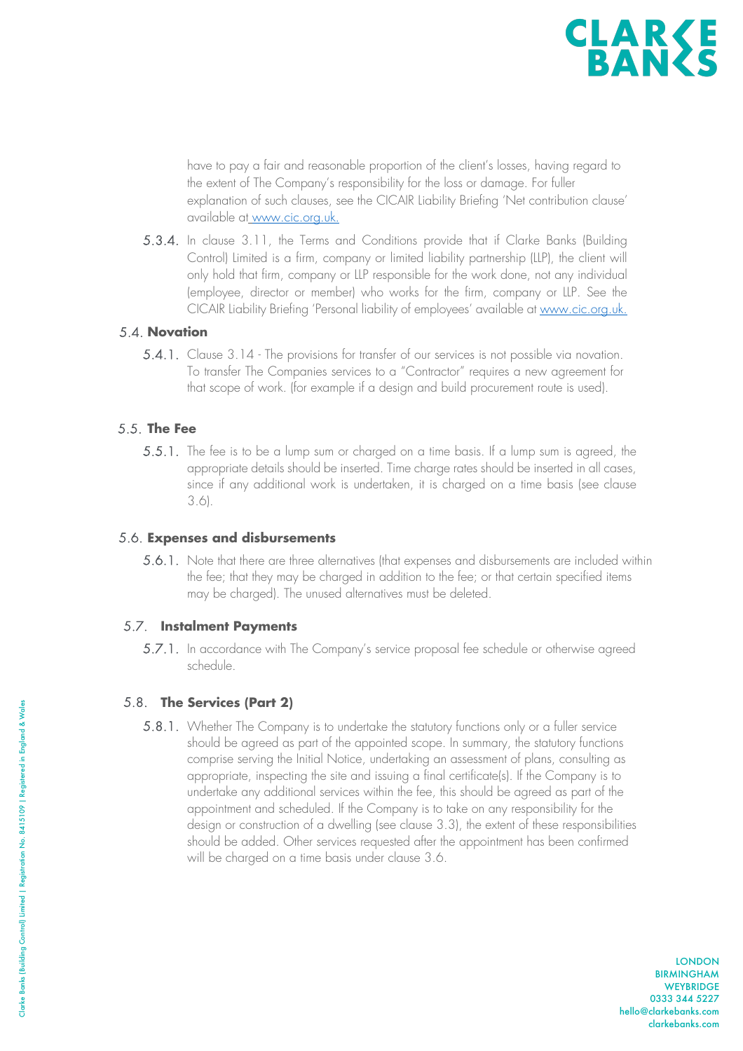have to pay a fair and reasonable proportion of the client's losses, having regard to the extent of The Company's responsibility for the loss or damage. For fuller explanation of such clauses, see the CICAIR Liability Briefing 'Net contribution clause' available at www.cic.org.uk.

5.3.4. In clause 3.11, the Terms and Conditions provide that if Clarke Banks (Building Control) Limited is a firm, company or limited liability partnership (LLP), the client will only hold that firm, company or LLP responsible for the work done, not any individual (employee, director or member) who works for the firm, company or LLP. See the CICAIR Liability Briefing 'Personal liability of employees' available at www.cic.org.uk.

## 5.4. Novation

5.4.1. Clause 3.14 - The provisions for transfer of our services is not possible via novation. To transfer The Companies services to a "Contractor" requires a new agreement for that scope of work. (for example if a design and build procurement route is used).

## 5.5. The Fee

5.5.1. The fee is to be a lump sum or charged on a time basis. If a lump sum is agreed, the appropriate details should be inserted. Time charge rates should be inserted in all cases, since if any additional work is undertaken, it is charged on a time basis (see clause 3.6).

## 5.6. Expenses and disbursements

5.6.1. Note that there are three alternatives (that expenses and disbursements are included within the fee; that they may be charged in addition to the fee; or that certain specified items may be charged). The unused alternatives must be deleted.

## 5.7. Instalment Payments

5.7.1. In accordance with The Company's service proposal fee schedule or otherwise agreed schedule.

## 5.8. The Services (Part 2)

5.8.1. Whether The Company is to undertake the statutory functions only or a fuller service should be agreed as part of the appointed scope. In summary, the statutory functions comprise serving the Initial Notice, undertaking an assessment of plans, consulting as appropriate, inspecting the site and issuing a final certificate(s). If the Company is to undertake any additional services within the fee, this should be agreed as part of the appointment and scheduled. If the Company is to take on any responsibility for the design or construction of a dwelling (see clause 3.3), the extent of these responsibilities should be added. Other services requested after the appointment has been confirmed will be charged on a time basis under clause 3.6.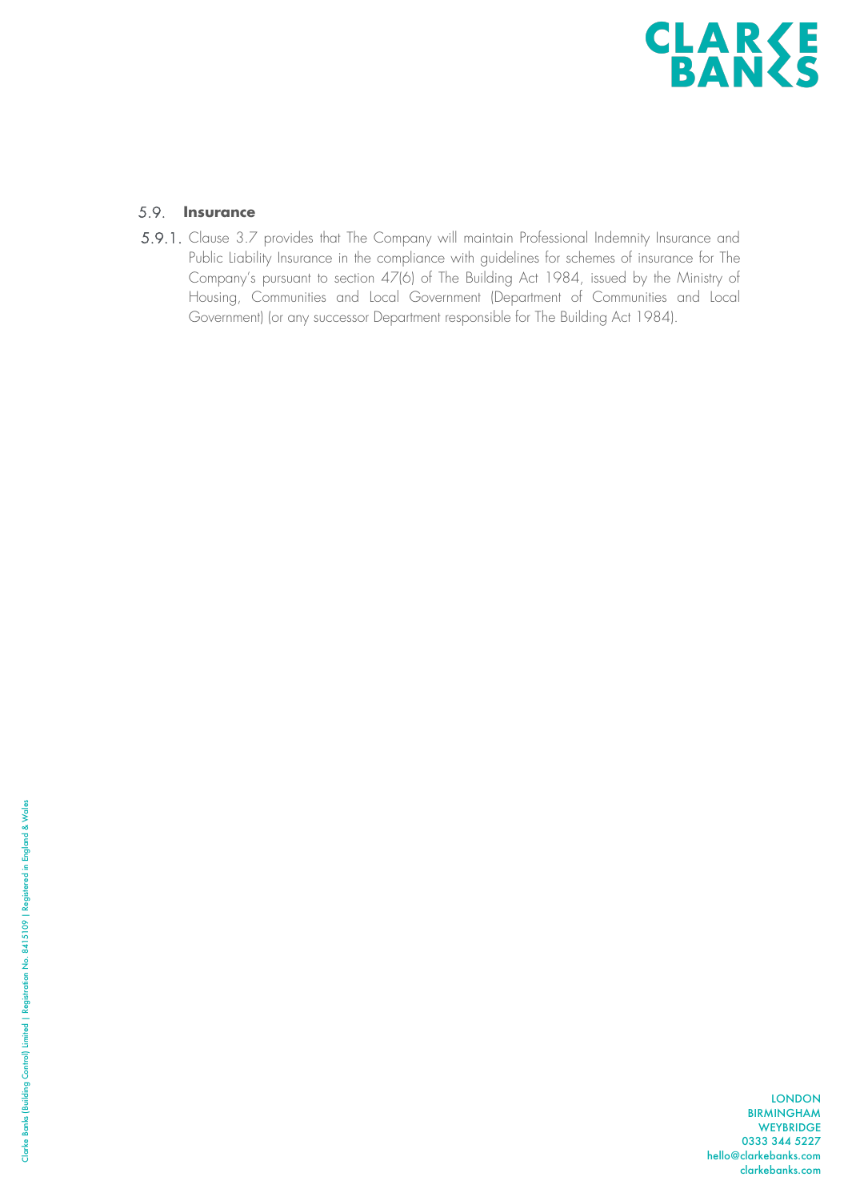## 5.9. **Insurance**

5.9.1. Clause 3.7 provides that The Company will maintain Professional Indemnity Insurance and Public Liability Insurance in the compliance with guidelines for schemes of insurance for The Company's pursuant to section 47(6) of The Building Act 1984, issued by the Ministry of Housing, Communities and Local Government (Department of Communities and Local Government) (or any successor Department responsible for The Building Act 1984).